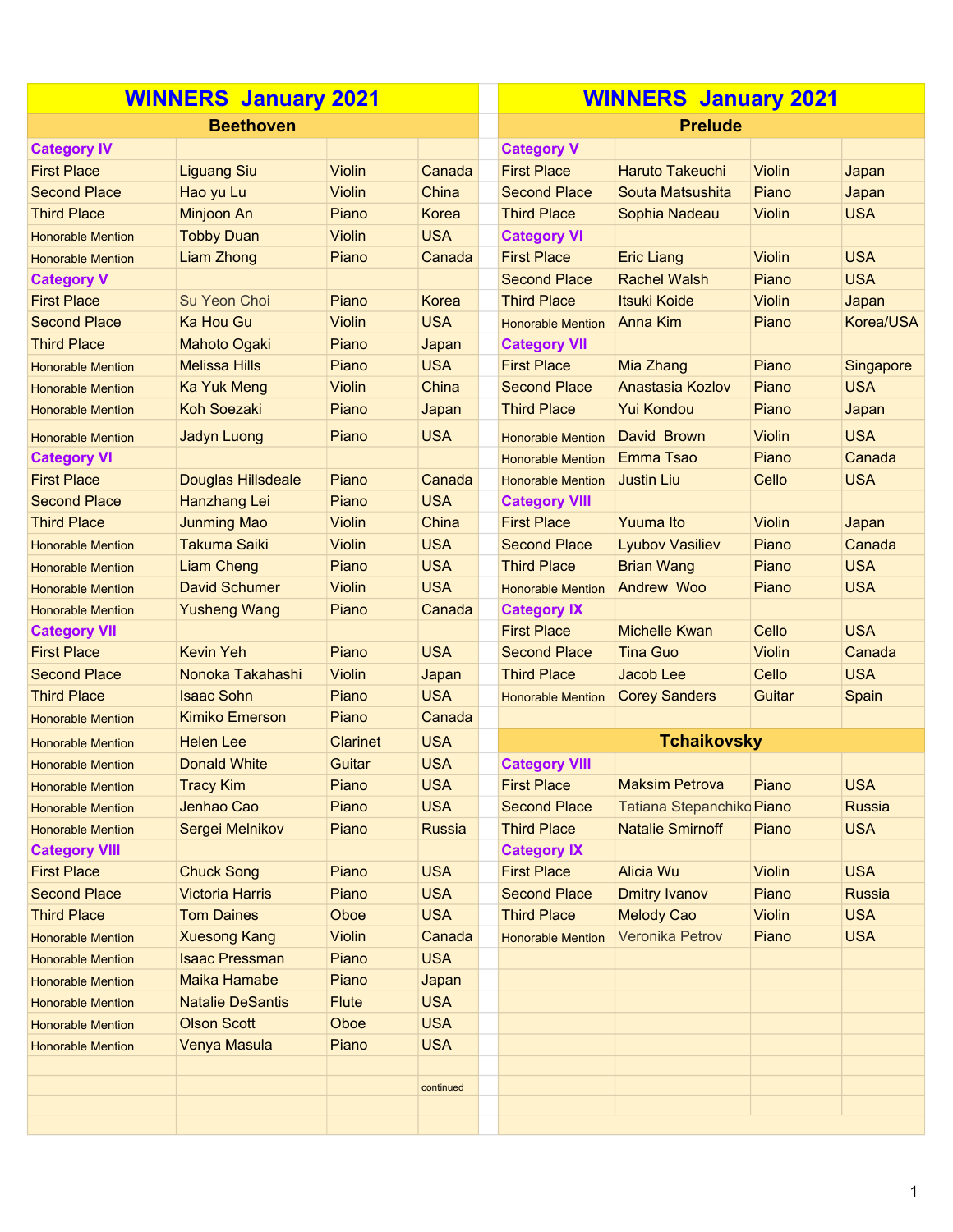# WINNERS January 2021

## Beethoven

| Category IV | | | |
|---|---|---|---|
| First Place | Liguang Siu | Violin | Canada |
| Second Place | Hao yu Lu | Violin | China |
| Third Place | Minjoon An | Piano | Korea |
| Honorable Mention | Tobby Duan | Violin | USA |
| Honorable Mention | Liam Zhong | Piano | Canada |
| **Category V** | | | |
| First Place | Su Yeon Choi | Piano | Korea |
| Second Place | Ka Hou Gu | Violin | USA |
| Third Place | Mahoto Ogaki | Piano | Japan |
| Honorable Mention | Melissa Hills | Piano | USA |
| Honorable Mention | Ka Yuk Meng | Violin | China |
| Honorable Mention | Koh Soezaki | Piano | Japan |
| Honorable Mention | Jadyn Luong | Piano | USA |
| **Category VI** | | | |
| First Place | Douglas Hillsdeale | Piano | Canada |
| Second Place | Hanzhang Lei | Piano | USA |
| Third Place | Junming Mao | Violin | China |
| Honorable Mention | Takuma Saiki | Violin | USA |
| Honorable Mention | Liam Cheng | Piano | USA |
| Honorable Mention | David Schumer | Violin | USA |
| Honorable Mention | Yusheng Wang | Piano | Canada |
| **Category VII** | | | |
| First Place | Kevin Yeh | Piano | USA |
| Second Place | Nonoka Takahashi | Violin | Japan |
| Third Place | Isaac Sohn | Piano | USA |
| Honorable Mention | Kimiko Emerson | Piano | Canada |
| Honorable Mention | Helen Lee | Clarinet | USA |
| Honorable Mention | Donald White | Guitar | USA |
| Honorable Mention | Tracy Kim | Piano | USA |
| Honorable Mention | Jenhao Cao | Piano | USA |
| Honorable Mention | Sergei Melnikov | Piano | Russia |
| **Category VIII** | | | |
| First Place | Chuck Song | Piano | USA |
| Second Place | Victoria Harris | Piano | USA |
| Third Place | Tom Daines | Oboe | USA |
| Honorable Mention | Xuesong Kang | Violin | Canada |
| Honorable Mention | Isaac Pressman | Piano | USA |
| Honorable Mention | Maika Hamabe | Piano | Japan |
| Honorable Mention | Natalie DeSantis | Flute | USA |
| Honorable Mention | Olson Scott | Oboe | USA |
| Honorable Mention | Venya Masula | Piano | USA |

continued

# WINNERS January 2021

## Prelude

| Category V | | | |
|---|---|---|---|
| First Place | Haruto Takeuchi | Violin | Japan |
| Second Place | Souta Matsushita | Piano | Japan |
| Third Place | Sophia Nadeau | Violin | USA |
| **Category VI** | | | |
| First Place | Eric Liang | Violin | USA |
| Second Place | Rachel Walsh | Piano | USA |
| Third Place | Itsuki Koide | Violin | Japan |
| Honorable Mention | Anna Kim | Piano | Korea/USA |
| **Category VII** | | | |
| First Place | Mia Zhang | Piano | Singapore |
| Second Place | Anastasia Kozlov | Piano | USA |
| Third Place | Yui Kondou | Piano | Japan |
| Honorable Mention | David Brown | Violin | USA |
| Honorable Mention | Emma Tsao | Piano | Canada |
| Honorable Mention | Justin Liu | Cello | USA |
| **Category VIII** | | | |
| First Place | Yuuma Ito | Violin | Japan |
| Second Place | Lyubov Vasiliev | Piano | Canada |
| Third Place | Brian Wang | Piano | USA |
| Honorable Mention | Andrew Woo | Piano | USA |
| **Category IX** | | | |
| First Place | Michelle Kwan | Cello | USA |
| Second Place | Tina Guo | Violin | Canada |
| Third Place | Jacob Lee | Cello | USA |
| Honorable Mention | Corey Sanders | Guitar | Spain |

## Tchaikovsky

| Category VIII | | | |
|---|---|---|---|
| First Place | Maksim Petrova | Piano | USA |
| Second Place | Tatiana Stepanchiko | Piano | Russia |
| Third Place | Natalie Smirnoff | Piano | USA |
| **Category IX** | | | |
| First Place | Alicia Wu | Violin | USA |
| Second Place | Dmitry Ivanov | Piano | Russia |
| Third Place | Melody Cao | Violin | USA |
| Honorable Mention | Veronika Petrov | Piano | USA |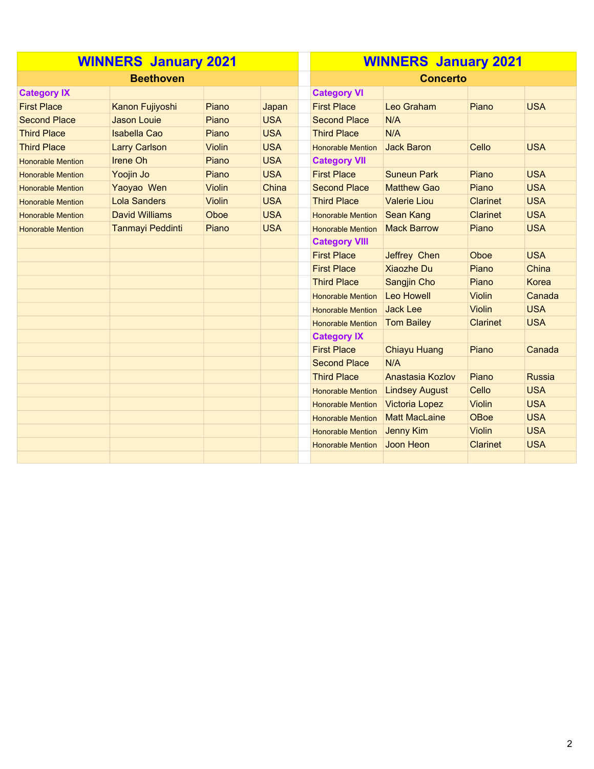## WINNERS January 2021

### Beethoven

| | | | |
|---|---|---|---|
| **Category IX** | | | |
| First Place | Kanon Fujiyoshi | Piano | Japan |
| Second Place | Jason Louie | Piano | USA |
| Third Place | Isabella Cao | Piano | USA |
| Third Place | Larry Carlson | Violin | USA |
| Honorable Mention | Irene Oh | Piano | USA |
| Honorable Mention | Yoojin Jo | Piano | USA |
| Honorable Mention | Yaoyao Wen | Violin | China |
| Honorable Mention | Lola Sanders | Violin | USA |
| Honorable Mention | David Williams | Oboe | USA |
| Honorable Mention | Tanmayi Peddinti | Piano | USA |

## WINNERS January 2021

### Concerto

| | | | |
|---|---|---|---|
| **Category VI** | | | |
| First Place | Leo Graham | Piano | USA |
| Second Place | N/A | | |
| Third Place | N/A | | |
| Honorable Mention | Jack Baron | Cello | USA |
| **Category VII** | | | |
| First Place | Suneun Park | Piano | USA |
| Second Place | Matthew Gao | Piano | USA |
| Third Place | Valerie Liou | Clarinet | USA |
| Honorable Mention | Sean Kang | Clarinet | USA |
| Honorable Mention | Mack Barrow | Piano | USA |
| **Category VIII** | | | |
| First Place | Jeffrey Chen | Oboe | USA |
| First Place | Xiaozhe Du | Piano | China |
| Third Place | Sangjin Cho | Piano | Korea |
| Honorable Mention | Leo Howell | Violin | Canada |
| Honorable Mention | Jack Lee | Violin | USA |
| Honorable Mention | Tom Bailey | Clarinet | USA |
| **Category IX** | | | |
| First Place | Chiayu Huang | Piano | Canada |
| Second Place | N/A | | |
| Third Place | Anastasia Kozlov | Piano | Russia |
| Honorable Mention | Lindsey August | Cello | USA |
| Honorable Mention | Victoria Lopez | Violin | USA |
| Honorable Mention | Matt MacLaine | OBoe | USA |
| Honorable Mention | Jenny Kim | Violin | USA |
| Honorable Mention | Joon Heon | Clarinet | USA |